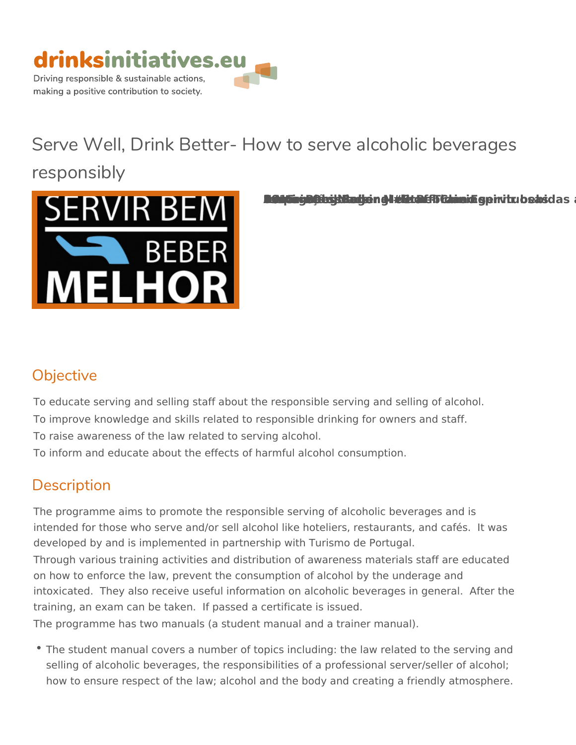Driving responsible & sustainable actions, making a positive contribution to society.

# Serve Well, Drink Better- How to serve alcoholic beverages responsibly

## Objective

To educate serving and selling staff about the responsible serving and selling of alcohol.
To improve knowledge and skills related to responsible drinking for owners and staff.
To raise awareness of the law related to serving alcohol.
To inform and educate about the effects of harmful alcohol consumption.

## Description

The programme aims to promote the responsible serving of alcoholic beverages and is intended for those who serve and/or sell alcohol like hoteliers, restaurants, and cafés. It was developed by and is implemented in partnership with Turismo de Portugal.
Through various training activities and distribution of awareness materials staff are educated on how to enforce the law, prevent the consumption of alcohol by the underage and intoxicated. They also receive useful information on alcoholic beverages in general. After the training, an exam can be taken. If passed a certificate is issued.
The programme has two manuals (a student manual and a trainer manual).

- The student manual covers a number of topics including: the law related to the serving and selling of alcoholic beverages, the responsibilities of a professional server/seller of alcohol; how to ensure respect of the law; alcohol and the body and creating a friendly atmosphere.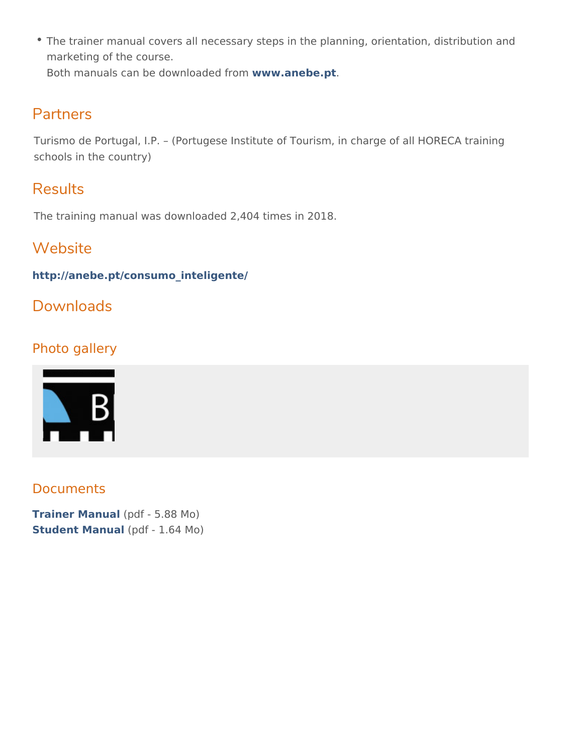- The trainer manual covers all necessary steps in the planning, orientation, distribution and marketing of the course.
  Both manuals can be downloaded from **www.anebe.pt**.

## Partners

Turismo de Portugal, I.P. – (Portugese Institute of Tourism, in charge of all HORECA training schools in the country)

## Results

The training manual was downloaded 2,404 times in 2018.

## Website

**http://anebe.pt/consumo_inteligente/**

## Downloads

### Photo gallery

### Documents

**Trainer Manual** (pdf - 5.88 Mo)
**Student Manual** (pdf - 1.64 Mo)